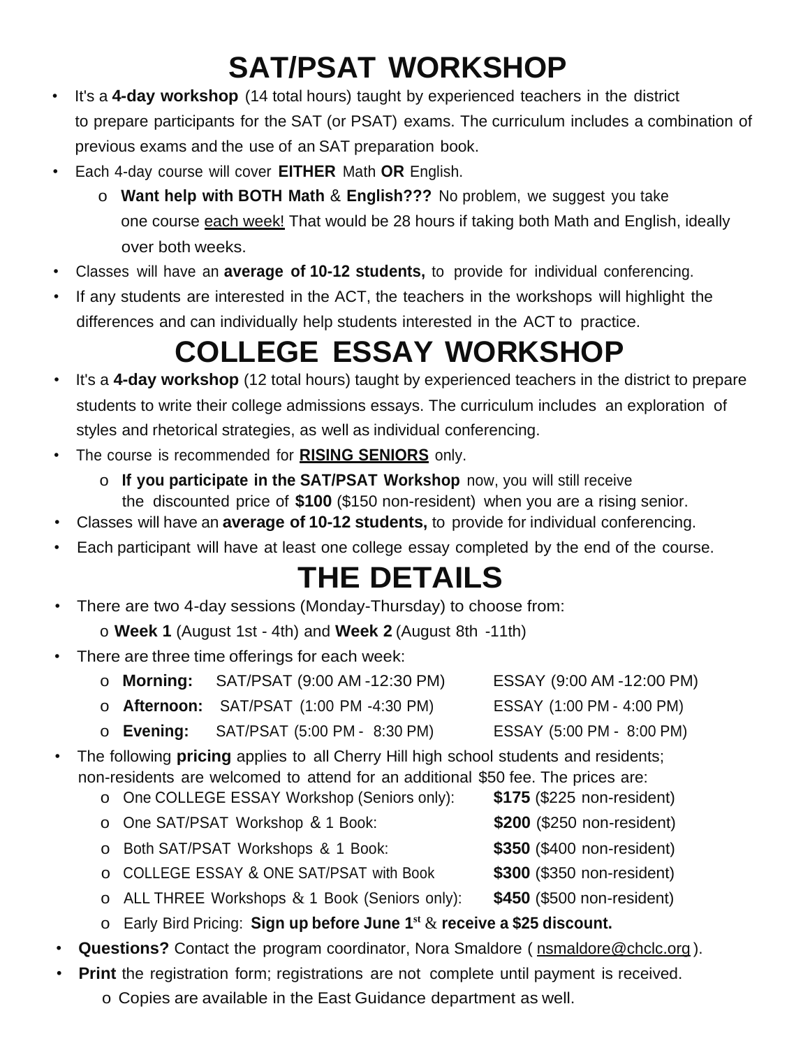# SAT/PSAT WORKSHOP

- It's a **4-day workshop** (14 total hours) taught by experienced teachers in the district to prepare participants for the SAT (or PSAT) exams. The curriculum includes a combination of previous exams and the use of an SAT preparation book.
- Each 4-day course will cover **EITHER** Math **OR** English.
  - **Want help with BOTH Math** & **English???** No problem, we suggest you take one course <u>each week!</u> That would be 28 hours if taking both Math and English, ideally over both weeks.
- Classes will have an **average of 10-12 students,** to provide for individual conferencing.
- If any students are interested in the ACT, the teachers in the workshops will highlight the differences and can individually help students interested in the ACT to practice.

# COLLEGE ESSAY WORKSHOP

- It's a **4-day workshop** (12 total hours) taught by experienced teachers in the district to prepare students to write their college admissions essays. The curriculum includes an exploration of styles and rhetorical strategies, as well as individual conferencing.
- The course is recommended for **<u>RISING SENIORS</u>** only.
  - **If you participate in the SAT/PSAT Workshop** now, you will still receive the discounted price of **$100** ($150 non-resident) when you are a rising senior.
- Classes will have an **average of 10-12 students,** to provide for individual conferencing.
- Each participant will have at least one college essay completed by the end of the course.

# THE DETAILS

- There are two 4-day sessions (Monday-Thursday) to choose from:
  - **Week 1** (August 1st - 4th) and **Week 2** (August 8th -11th)
- There are three time offerings for each week:
  - **Morning:** SAT/PSAT (9:00 AM -12:30 PM) ESSAY (9:00 AM -12:00 PM)
  - **Afternoon:** SAT/PSAT (1:00 PM -4:30 PM) ESSAY (1:00 PM - 4:00 PM)
  - **Evening:** SAT/PSAT (5:00 PM - 8:30 PM) ESSAY (5:00 PM - 8:00 PM)
- The following **pricing** applies to all Cherry Hill high school students and residents; non-residents are welcomed to attend for an additional $50 fee. The prices are:
  - One COLLEGE ESSAY Workshop (Seniors only): **$175** ($225 non-resident)
  - One SAT/PSAT Workshop & 1 Book: **$200** ($250 non-resident)
  - Both SAT/PSAT Workshops & 1 Book: **$350** ($400 non-resident)
  - COLLEGE ESSAY & ONE SAT/PSAT with Book **$300** ($350 non-resident)
  - ALL THREE Workshops & 1 Book (Seniors only): **$450** ($500 non-resident)
  - Early Bird Pricing: **Sign up before June 1st & receive a $25 discount.**
- **Questions?** Contact the program coordinator, Nora Smaldore ( <u>nsmaldore@chclc.org</u> ).
- **Print** the registration form; registrations are not complete until payment is received.
  - Copies are available in the East Guidance department as well.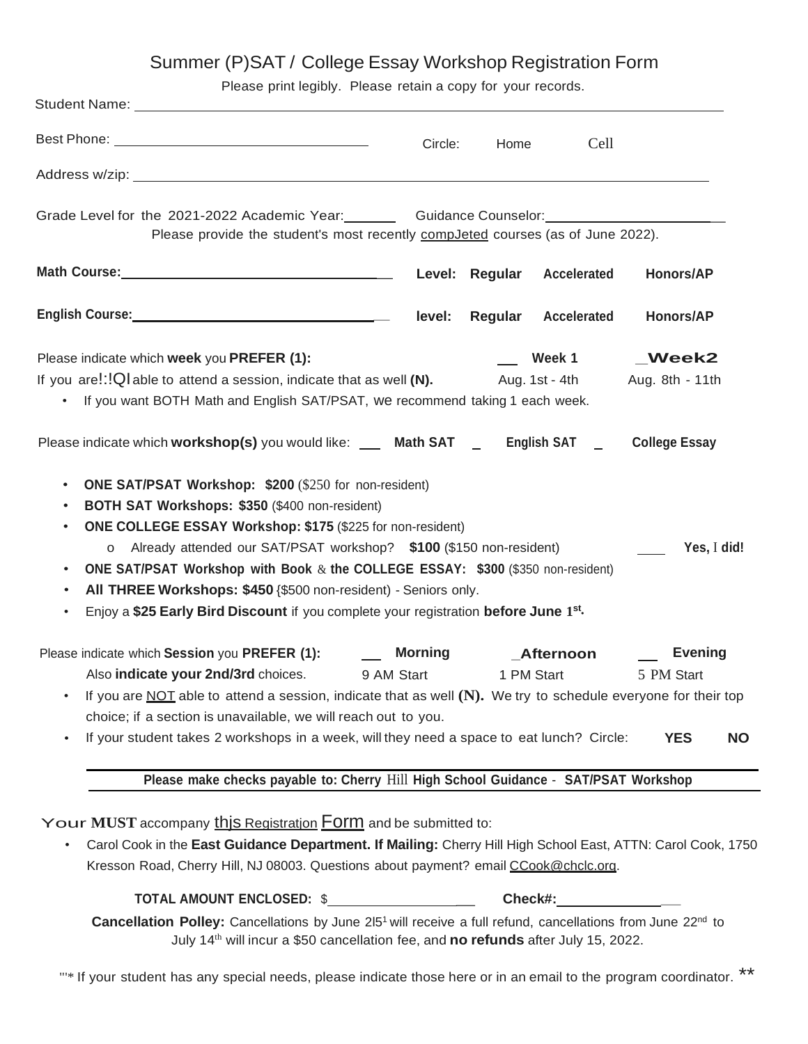# Summer (P)SAT / College Essay Workshop Registration Form

Please print legibly. Please retain a copy for your records.

Student Name: ______________________________

Best Phone: ______________________ Circle: Home Cell

Address w/zip: ______________________________

Grade Level for the 2021-2022 Academic Year: ______ Guidance Counselor: ______________________

Please provide the student's most recently compJeted courses (as of June 2022).

**Math Course:** ______________________ **Level: Regular Accelerated Honors/AP**

**English Course:** ______________________ **level: Regular Accelerated Honors/AP**

Please indicate which **week** you **PREFER (1):** ___ **Week 1** (Aug. 1st - 4th) _**Week2** (Aug. 8th - 11th)

If you are!:!Ql able to attend a session, indicate that as well **(N).**

- If you want BOTH Math and English SAT/PSAT, we recommend taking 1 each week.

Please indicate which **workshop(s)** you would like: ___ **Math SAT** _ **English SAT** _ **College Essay**

- **ONE SAT/PSAT Workshop: $200** ($250 for non-resident)
- **BOTH SAT Workshops: $350** ($400 non-resident)
- **ONE COLLEGE ESSAY Workshop: $175** ($225 for non-resident)
  - Already attended our SAT/PSAT workshop? **$100** ($150 non-resident) ____ **Yes,** I **did!**
- **ONE SAT/PSAT Workshop with Book** & **the COLLEGE ESSAY: $300** ($350 non-resident)
- **All THREE Workshops: $450** {$500 non-resident) - Seniors only.
- Enjoy a **$25 Early Bird Discount** if you complete your registration **before June 1st.**

Please indicate which **Session** you **PREFER (1):** ___ **Morning** (9 AM Start) _**Afternoon** (1 PM Start) ___ **Evening** (5 PM Start)

Also **indicate your 2nd/3rd** choices.

- If you are NOT able to attend a session, indicate that as well **(N).** We try to schedule everyone for their top choice; if a section is unavailable, we will reach out to you.
- If your student takes 2 workshops in a week, will they need a space to eat lunch? Circle: **YES NO**

**Please make checks payable to: Cherry** Hill **High School Guidance** - **SAT/PSAT Workshop**

Your **MUST** accompany thjs Registratjon Form and be submitted to:

- Carol Cook in the **East Guidance Department. If Mailing:** Cherry Hill High School East, ATTN: Carol Cook, 1750 Kresson Road, Cherry Hill, NJ 08003. Questions about payment? email CCook@chclc.org.

**TOTAL AMOUNT ENCLOSED:** $__________ **Check#:**__________

**Cancellation Polley:** Cancellations by June 2l5[1] will receive a full refund, cancellations from June 22nd to July 14th will incur a $50 cancellation fee, and **no refunds** after July 15, 2022.

"'* If your student has any special needs, please indicate those here or in an email to the program coordinator. **